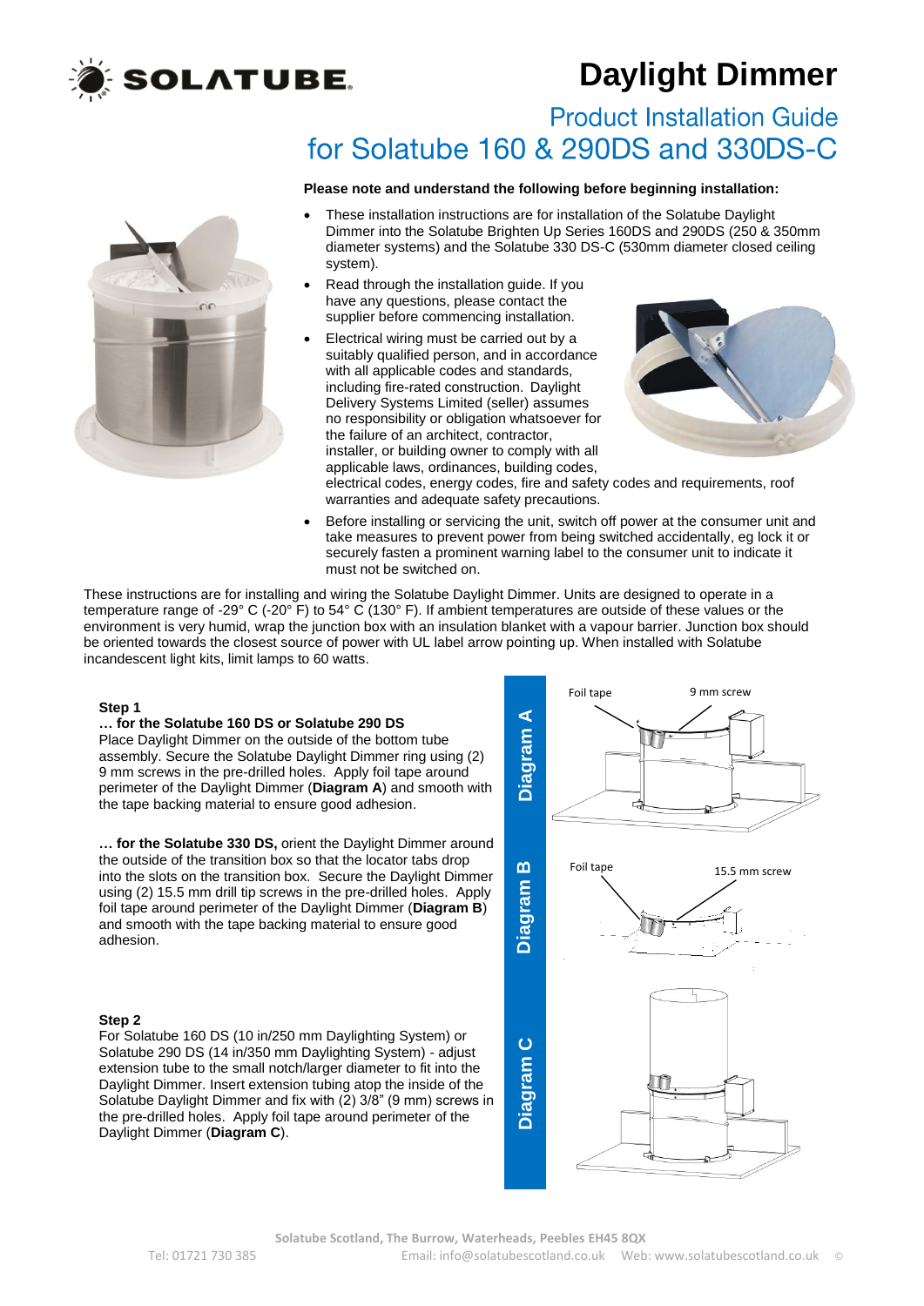# Daylight Dimmer

## Product Installation Guide
## for Solatube 160 & 290DS and 330DS-C

**Please note and understand the following before beginning installation:**

- These installation instructions are for installation of the Solatube Daylight Dimmer into the Solatube Brighten Up Series 160DS and 290DS (250 & 350mm diameter systems) and the Solatube 330 DS-C (530mm diameter closed ceiling system).
- Read through the installation guide. If you have any questions, please contact the supplier before commencing installation.
- Electrical wiring must be carried out by a suitably qualified person, and in accordance with all applicable codes and standards, including fire-rated construction. Daylight Delivery Systems Limited (seller) assumes no responsibility or obligation whatsoever for the failure of an architect, contractor, installer, or building owner to comply with all applicable laws, ordinances, building codes, electrical codes, energy codes, fire and safety codes and requirements, roof warranties and adequate safety precautions.
- Before installing or servicing the unit, switch off power at the consumer unit and take measures to prevent power from being switched accidentally, eg lock it or securely fasten a prominent warning label to the consumer unit to indicate it must not be switched on.

These instructions are for installing and wiring the Solatube Daylight Dimmer. Units are designed to operate in a temperature range of -29° C (-20° F) to 54° C (130° F). If ambient temperatures are outside of these values or the environment is very humid, wrap the junction box with an insulation blanket with a vapour barrier. Junction box should be oriented towards the closest source of power with UL label arrow pointing up. When installed with Solatube incandescent light kits, limit lamps to 60 watts.

**Step 1**

**… for the Solatube 160 DS or Solatube 290 DS**
Place Daylight Dimmer on the outside of the bottom tube assembly. Secure the Solatube Daylight Dimmer ring using (2) 9 mm screws in the pre-drilled holes. Apply foil tape around perimeter of the Daylight Dimmer (**Diagram A**) and smooth with the tape backing material to ensure good adhesion.

**… for the Solatube 330 DS,** orient the Daylight Dimmer around the outside of the transition box so that the locator tabs drop into the slots on the transition box. Secure the Daylight Dimmer using (2) 15.5 mm drill tip screws in the pre-drilled holes. Apply foil tape around perimeter of the Daylight Dimmer (**Diagram B**) and smooth with the tape backing material to ensure good adhesion.

**Step 2**
For Solatube 160 DS (10 in/250 mm Daylighting System) or Solatube 290 DS (14 in/350 mm Daylighting System) - adjust extension tube to the small notch/larger diameter to fit into the Daylight Dimmer. Insert extension tubing atop the inside of the Solatube Daylight Dimmer and fix with (2) 3/8" (9 mm) screws in the pre-drilled holes. Apply foil tape around perimeter of the Daylight Dimmer (**Diagram C**).

**Diagram A** — Foil tape; 9 mm screw

**Diagram B** — Foil tape; 15.5 mm screw

**Diagram C**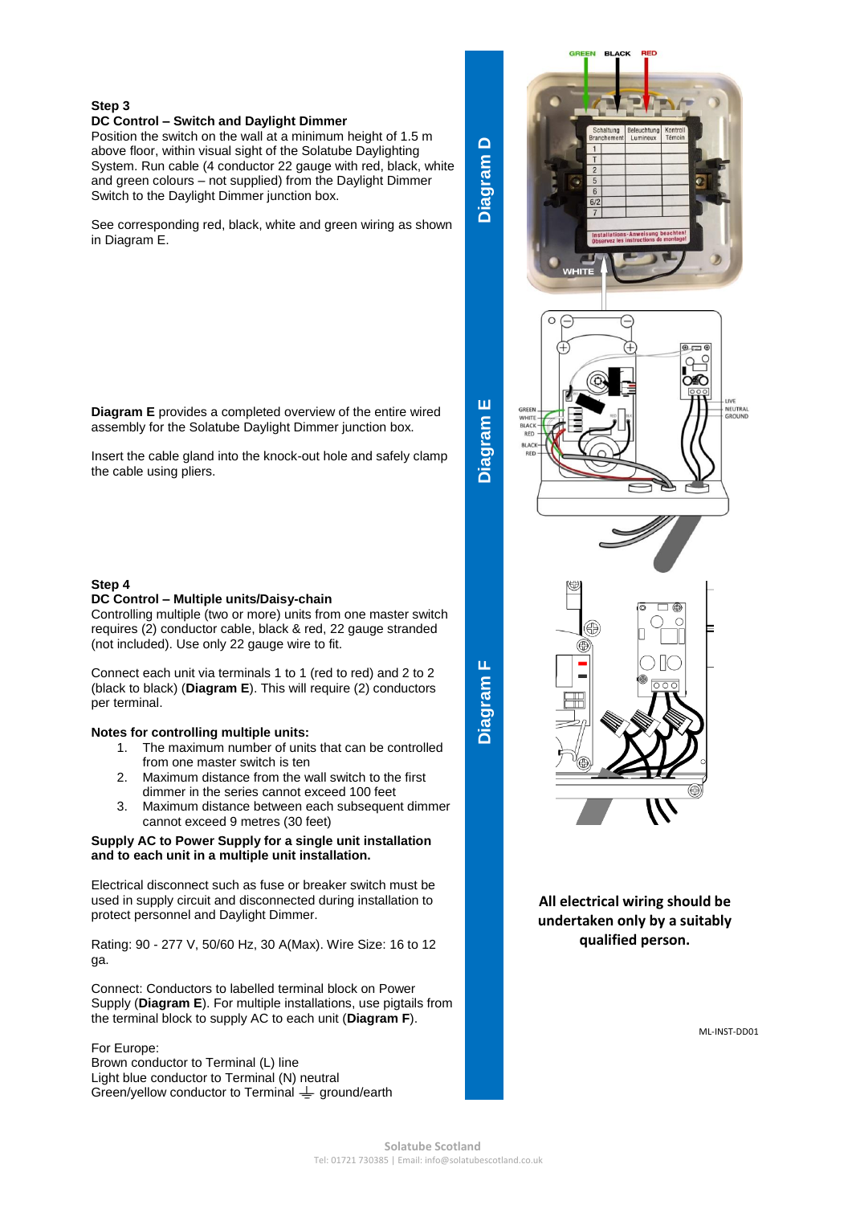### Step 3

**DC Control – Switch and Daylight Dimmer**

Position the switch on the wall at a minimum height of 1.5 m above floor, within visual sight of the Solatube Daylighting System. Run cable (4 conductor 22 gauge with red, black, white and green colours – not supplied) from the Daylight Dimmer Switch to the Daylight Dimmer junction box.

See corresponding red, black, white and green wiring as shown in Diagram E.

**Diagram E** provides a completed overview of the entire wired assembly for the Solatube Daylight Dimmer junction box.

Insert the cable gland into the knock-out hole and safely clamp the cable using pliers.

### Step 4

**DC Control – Multiple units/Daisy-chain**

Controlling multiple (two or more) units from one master switch requires (2) conductor cable, black & red, 22 gauge stranded (not included). Use only 22 gauge wire to fit.

Connect each unit via terminals 1 to 1 (red to red) and 2 to 2 (black to black) (**Diagram E**). This will require (2) conductors per terminal.

**Notes for controlling multiple units:**

1. The maximum number of units that can be controlled from one master switch is ten
2. Maximum distance from the wall switch to the first dimmer in the series cannot exceed 100 feet
3. Maximum distance between each subsequent dimmer cannot exceed 9 metres (30 feet)

**Supply AC to Power Supply for a single unit installation and to each unit in a multiple unit installation.**

Electrical disconnect such as fuse or breaker switch must be used in supply circuit and disconnected during installation to protect personnel and Daylight Dimmer.

Rating: 90 - 277 V, 50/60 Hz, 30 A(Max). Wire Size: 16 to 12 ga.

Connect: Conductors to labelled terminal block on Power Supply (**Diagram E**). For multiple installations, use pigtails from the terminal block to supply AC to each unit (**Diagram F**).

For Europe:
Brown conductor to Terminal (L) line
Light blue conductor to Terminal (N) neutral
Green/yellow conductor to Terminal ⏚ ground/earth

Diagram D

GREEN BLACK RED

WHITE

Diagram E

GREEN
WHITE
BLACK
RED
BLACK
RED

LIVE
NEUTRAL
GROUND

Diagram F

**All electrical wiring should be undertaken only by a suitably qualified person.**

ML-INST-DD01

Solatube Scotland
Tel: 01721 730385 | Email: info@solatubescotland.co.uk